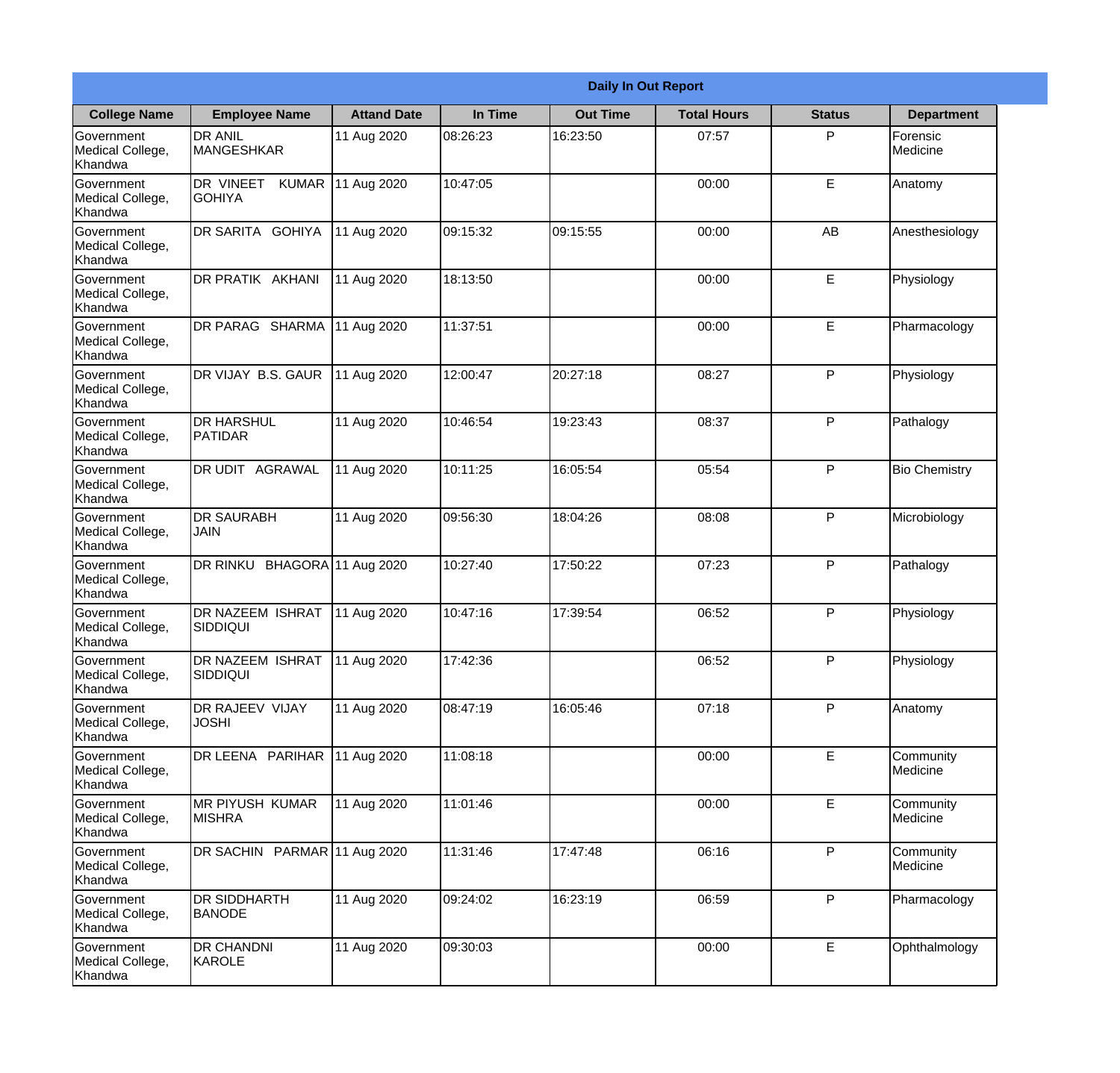**Daily In Out Report**

| College Name | Employee Name | Attand Date | In Time | Out Time | Total Hours | Status | Department |
|---|---|---|---|---|---|---|---|
| Government Medical College, Khandwa | DR ANIL MANGESHKAR | 11 Aug 2020 | 08:26:23 | 16:23:50 | 07:57 | P | Forensic Medicine |
| Government Medical College, Khandwa | DR VINEET KUMAR GOHIYA | 11 Aug 2020 | 10:47:05 | | 00:00 | E | Anatomy |
| Government Medical College, Khandwa | DR SARITA GOHIYA | 11 Aug 2020 | 09:15:32 | 09:15:55 | 00:00 | AB | Anesthesiology |
| Government Medical College, Khandwa | DR PRATIK AKHANI | 11 Aug 2020 | 18:13:50 | | 00:00 | E | Physiology |
| Government Medical College, Khandwa | DR PARAG SHARMA | 11 Aug 2020 | 11:37:51 | | 00:00 | E | Pharmacology |
| Government Medical College, Khandwa | DR VIJAY B.S. GAUR | 11 Aug 2020 | 12:00:47 | 20:27:18 | 08:27 | P | Physiology |
| Government Medical College, Khandwa | DR HARSHUL PATIDAR | 11 Aug 2020 | 10:46:54 | 19:23:43 | 08:37 | P | Pathalogy |
| Government Medical College, Khandwa | DR UDIT AGRAWAL | 11 Aug 2020 | 10:11:25 | 16:05:54 | 05:54 | P | Bio Chemistry |
| Government Medical College, Khandwa | DR SAURABH JAIN | 11 Aug 2020 | 09:56:30 | 18:04:26 | 08:08 | P | Microbiology |
| Government Medical College, Khandwa | DR RINKU BHAGORA | 11 Aug 2020 | 10:27:40 | 17:50:22 | 07:23 | P | Pathalogy |
| Government Medical College, Khandwa | DR NAZEEM ISHRAT SIDDIQUI | 11 Aug 2020 | 10:47:16 | 17:39:54 | 06:52 | P | Physiology |
| Government Medical College, Khandwa | DR NAZEEM ISHRAT SIDDIQUI | 11 Aug 2020 | 17:42:36 | | 06:52 | P | Physiology |
| Government Medical College, Khandwa | DR RAJEEV VIJAY JOSHI | 11 Aug 2020 | 08:47:19 | 16:05:46 | 07:18 | P | Anatomy |
| Government Medical College, Khandwa | DR LEENA PARIHAR | 11 Aug 2020 | 11:08:18 | | 00:00 | E | Community Medicine |
| Government Medical College, Khandwa | MR PIYUSH KUMAR MISHRA | 11 Aug 2020 | 11:01:46 | | 00:00 | E | Community Medicine |
| Government Medical College, Khandwa | DR SACHIN PARMAR | 11 Aug 2020 | 11:31:46 | 17:47:48 | 06:16 | P | Community Medicine |
| Government Medical College, Khandwa | DR SIDDHARTH BANODE | 11 Aug 2020 | 09:24:02 | 16:23:19 | 06:59 | P | Pharmacology |
| Government Medical College, Khandwa | DR CHANDNI KAROLE | 11 Aug 2020 | 09:30:03 | | 00:00 | E | Ophthalmology |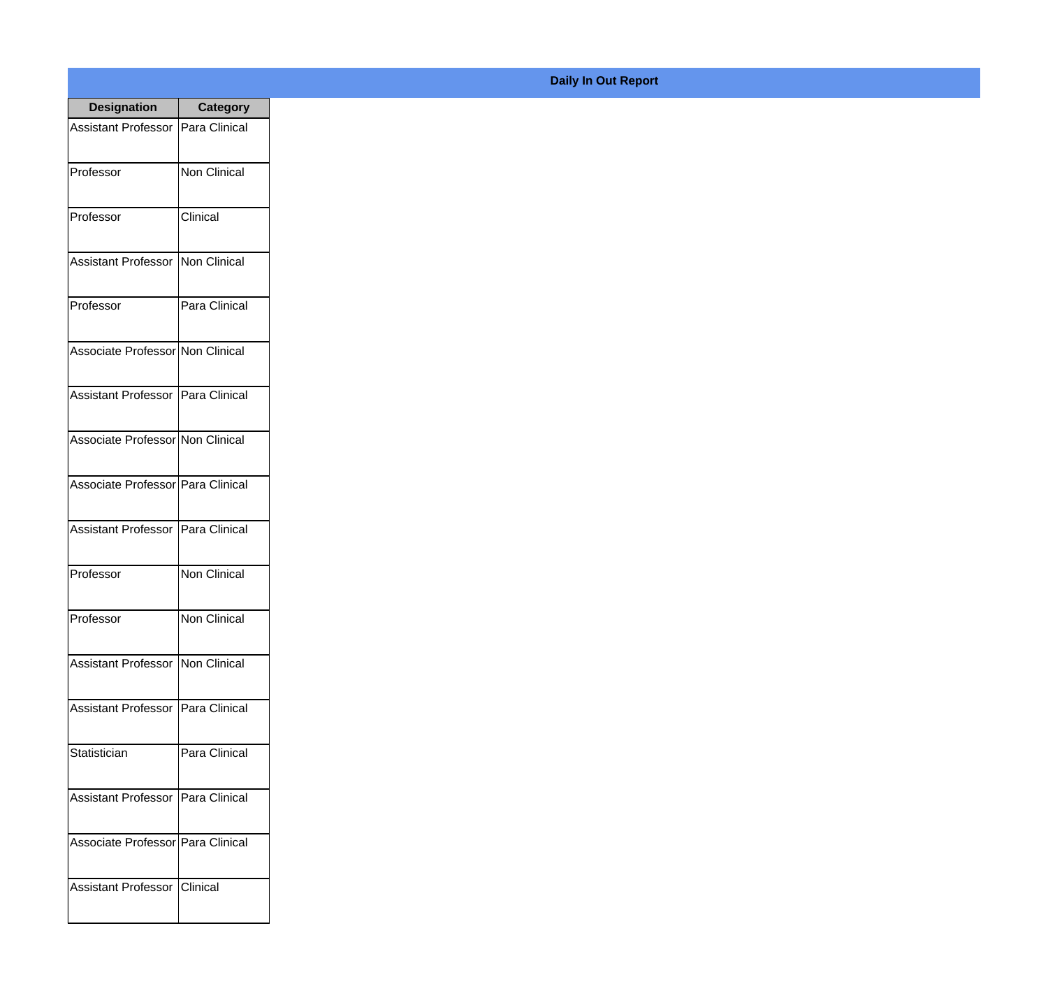**Daily In Out Report**

| Designation | Category |
|---|---|
| Assistant Professor | Para Clinical |
| Professor | Non Clinical |
| Professor | Clinical |
| Assistant Professor | Non Clinical |
| Professor | Para Clinical |
| Associate Professor | Non Clinical |
| Assistant Professor | Para Clinical |
| Associate Professor | Non Clinical |
| Associate Professor | Para Clinical |
| Assistant Professor | Para Clinical |
| Professor | Non Clinical |
| Professor | Non Clinical |
| Assistant Professor | Non Clinical |
| Assistant Professor | Para Clinical |
| Statistician | Para Clinical |
| Assistant Professor | Para Clinical |
| Associate Professor | Para Clinical |
| Assistant Professor | Clinical |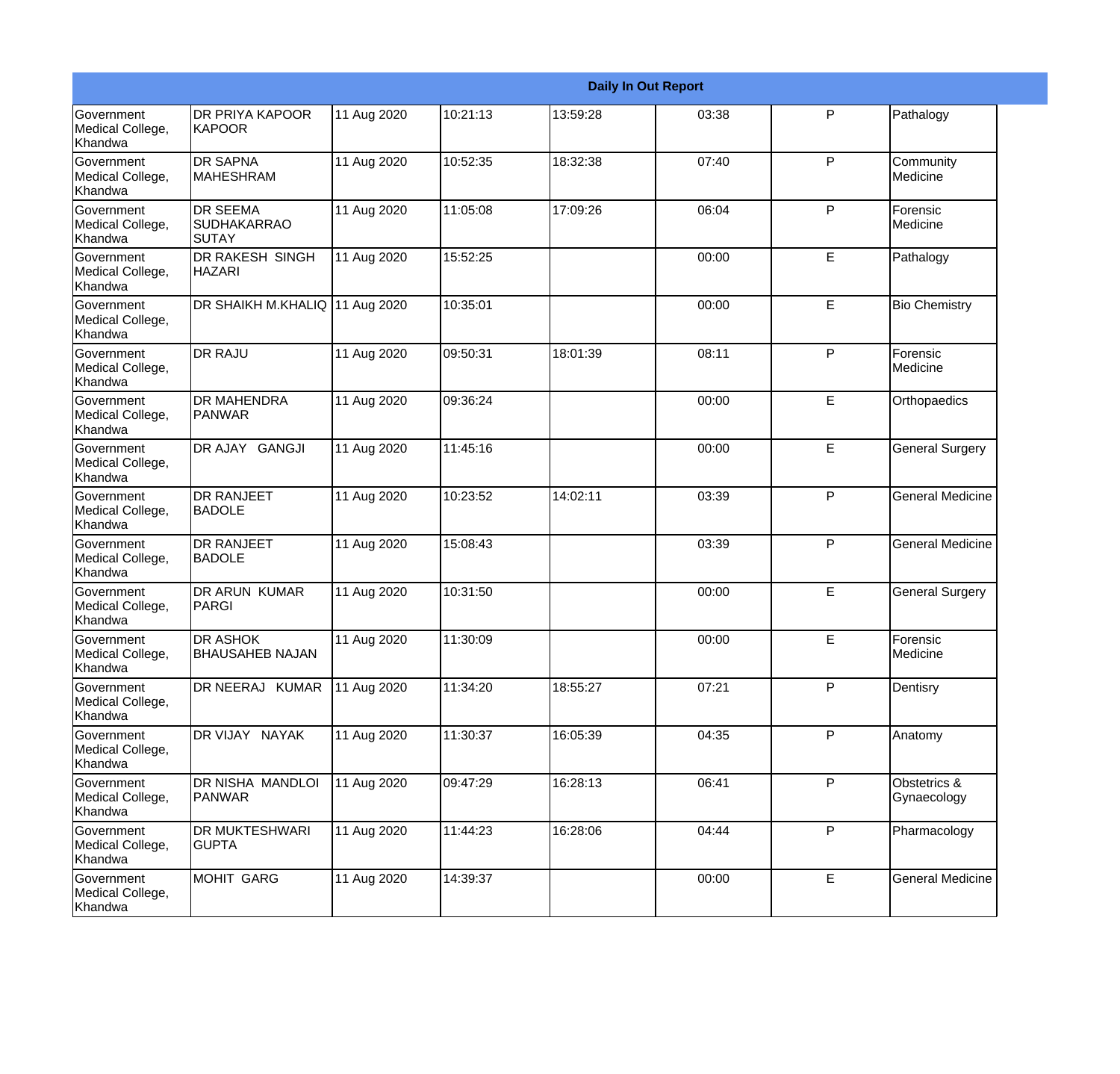| Daily In Out Report | | | | | | | |
|---|---|---|---|---|---|---|---|
| Government Medical College, Khandwa | DR PRIYA KAPOOR KAPOOR | 11 Aug 2020 | 10:21:13 | 13:59:28 | 03:38 | P | Pathalogy |
| Government Medical College, Khandwa | DR SAPNA MAHESHRAM | 11 Aug 2020 | 10:52:35 | 18:32:38 | 07:40 | P | Community Medicine |
| Government Medical College, Khandwa | DR SEEMA SUDHAKARRAO SUTAY | 11 Aug 2020 | 11:05:08 | 17:09:26 | 06:04 | P | Forensic Medicine |
| Government Medical College, Khandwa | DR RAKESH SINGH HAZARI | 11 Aug 2020 | 15:52:25 | | 00:00 | E | Pathalogy |
| Government Medical College, Khandwa | DR SHAIKH M.KHALIQ | 11 Aug 2020 | 10:35:01 | | 00:00 | E | Bio Chemistry |
| Government Medical College, Khandwa | DR RAJU | 11 Aug 2020 | 09:50:31 | 18:01:39 | 08:11 | P | Forensic Medicine |
| Government Medical College, Khandwa | DR MAHENDRA PANWAR | 11 Aug 2020 | 09:36:24 | | 00:00 | E | Orthopaedics |
| Government Medical College, Khandwa | DR AJAY GANGJI | 11 Aug 2020 | 11:45:16 | | 00:00 | E | General Surgery |
| Government Medical College, Khandwa | DR RANJEET BADOLE | 11 Aug 2020 | 10:23:52 | 14:02:11 | 03:39 | P | General Medicine |
| Government Medical College, Khandwa | DR RANJEET BADOLE | 11 Aug 2020 | 15:08:43 | | 03:39 | P | General Medicine |
| Government Medical College, Khandwa | DR ARUN KUMAR PARGI | 11 Aug 2020 | 10:31:50 | | 00:00 | E | General Surgery |
| Government Medical College, Khandwa | DR ASHOK BHAUSAHEB NAJAN | 11 Aug 2020 | 11:30:09 | | 00:00 | E | Forensic Medicine |
| Government Medical College, Khandwa | DR NEERAJ KUMAR | 11 Aug 2020 | 11:34:20 | 18:55:27 | 07:21 | P | Dentisry |
| Government Medical College, Khandwa | DR VIJAY NAYAK | 11 Aug 2020 | 11:30:37 | 16:05:39 | 04:35 | P | Anatomy |
| Government Medical College, Khandwa | DR NISHA MANDLOI PANWAR | 11 Aug 2020 | 09:47:29 | 16:28:13 | 06:41 | P | Obstetrics & Gynaecology |
| Government Medical College, Khandwa | DR MUKTESHWARI GUPTA | 11 Aug 2020 | 11:44:23 | 16:28:06 | 04:44 | P | Pharmacology |
| Government Medical College, Khandwa | MOHIT GARG | 11 Aug 2020 | 14:39:37 | | 00:00 | E | General Medicine |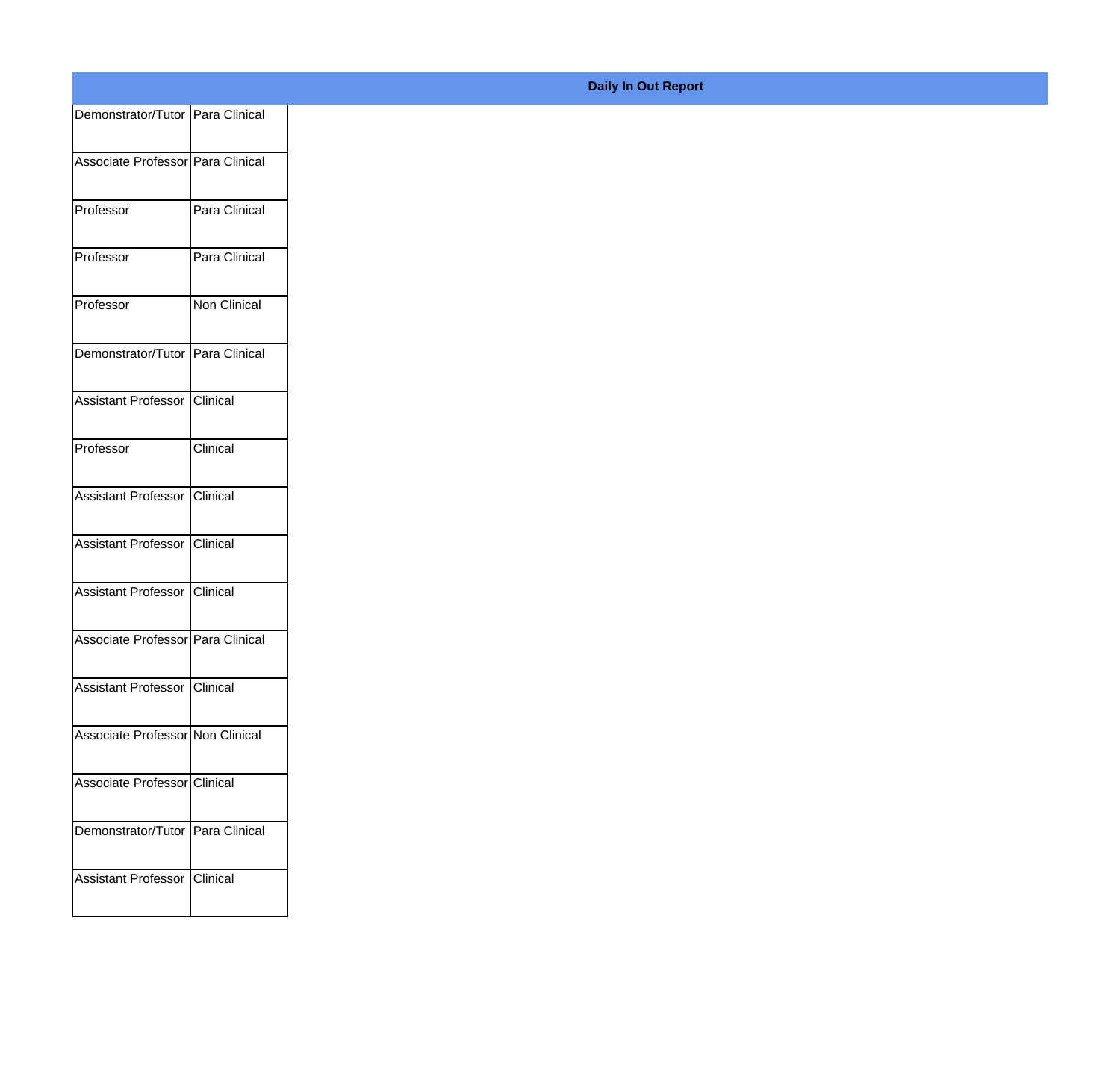**Daily In Out Report**

| | |
|---|---|
| Demonstrator/Tutor | Para Clinical |
| Associate Professor | Para Clinical |
| Professor | Para Clinical |
| Professor | Para Clinical |
| Professor | Non Clinical |
| Demonstrator/Tutor | Para Clinical |
| Assistant Professor | Clinical |
| Professor | Clinical |
| Assistant Professor | Clinical |
| Assistant Professor | Clinical |
| Assistant Professor | Clinical |
| Associate Professor | Para Clinical |
| Assistant Professor | Clinical |
| Associate Professor | Non Clinical |
| Associate Professor | Clinical |
| Demonstrator/Tutor | Para Clinical |
| Assistant Professor | Clinical |